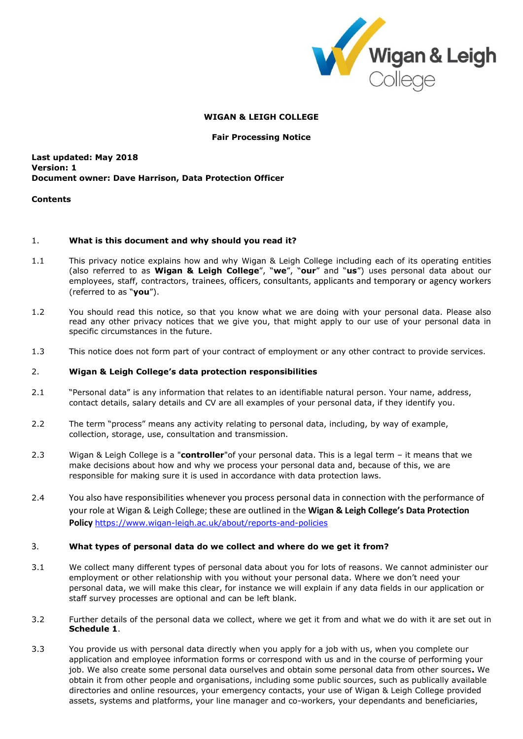**WIGAN & LEIGH COLLEGE**

**Fair Processing Notice**

**Last updated: May 2018**
**Version: 1**
**Document owner: Dave Harrison, Data Protection Officer**

**Contents**

## 1. What is this document and why should you read it?

1.1 This privacy notice explains how and why Wigan & Leigh College including each of its operating entities (also referred to as **Wigan & Leigh College**", "**we**", "**our**" and "**us**") uses personal data about our employees, staff, contractors, trainees, officers, consultants, applicants and temporary or agency workers (referred to as "**you**").

1.2 You should read this notice, so that you know what we are doing with your personal data. Please also read any other privacy notices that we give you, that might apply to our use of your personal data in specific circumstances in the future.

1.3 This notice does not form part of your contract of employment or any other contract to provide services.

## 2. Wigan & Leigh College's data protection responsibilities

2.1 "Personal data" is any information that relates to an identifiable natural person. Your name, address, contact details, salary details and CV are all examples of your personal data, if they identify you.

2.2 The term "process" means any activity relating to personal data, including, by way of example, collection, storage, use, consultation and transmission.

2.3 Wigan & Leigh College is a "**controller**"of your personal data. This is a legal term – it means that we make decisions about how and why we process your personal data and, because of this, we are responsible for making sure it is used in accordance with data protection laws.

2.4 You also have responsibilities whenever you process personal data in connection with the performance of your role at Wigan & Leigh College; these are outlined in the **Wigan & Leigh College's Data Protection Policy** https://www.wigan-leigh.ac.uk/about/reports-and-policies

## 3. What types of personal data do we collect and where do we get it from?

3.1 We collect many different types of personal data about you for lots of reasons. We cannot administer our employment or other relationship with you without your personal data. Where we don't need your personal data, we will make this clear, for instance we will explain if any data fields in our application or staff survey processes are optional and can be left blank.

3.2 Further details of the personal data we collect, where we get it from and what we do with it are set out in **Schedule 1**.

3.3 You provide us with personal data directly when you apply for a job with us, when you complete our application and employee information forms or correspond with us and in the course of performing your job. We also create some personal data ourselves and obtain some personal data from other sources**.** We obtain it from other people and organisations, including some public sources, such as publically available directories and online resources, your emergency contacts, your use of Wigan & Leigh College provided assets, systems and platforms, your line manager and co-workers, your dependants and beneficiaries,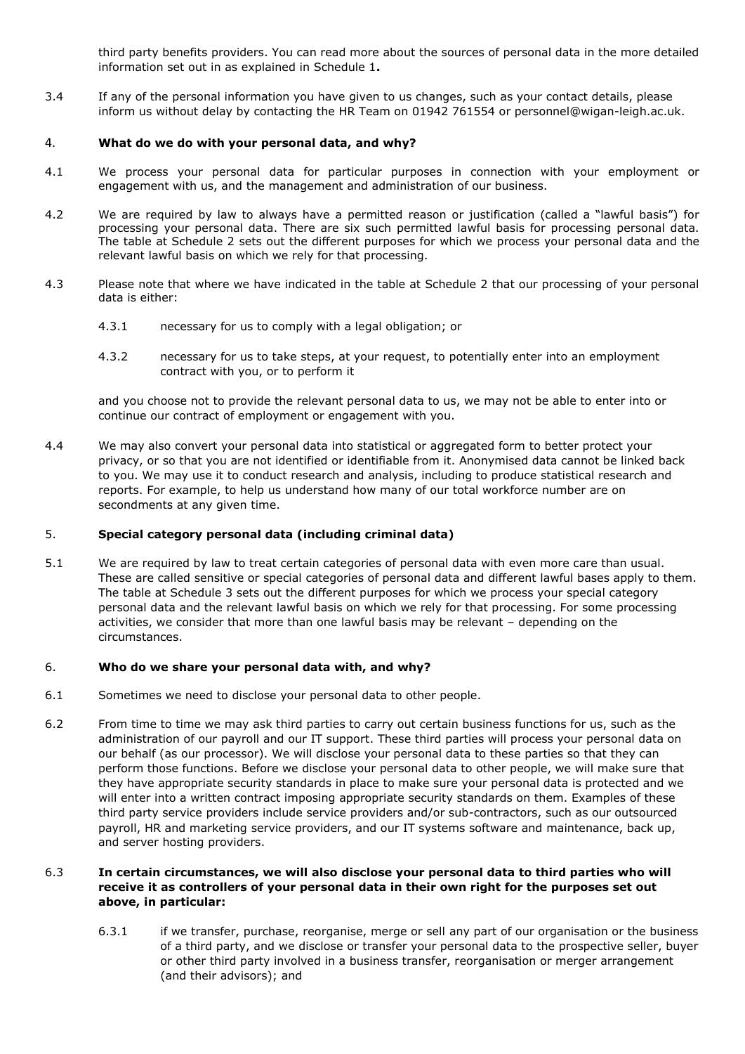third party benefits providers. You can read more about the sources of personal data in the more detailed information set out in as explained in Schedule 1**.**

3.4 If any of the personal information you have given to us changes, such as your contact details, please inform us without delay by contacting the HR Team on 01942 761554 or personnel@wigan-leigh.ac.uk.

## 4. **What do we do with your personal data, and why?**

4.1 We process your personal data for particular purposes in connection with your employment or engagement with us, and the management and administration of our business.

4.2 We are required by law to always have a permitted reason or justification (called a "lawful basis") for processing your personal data. There are six such permitted lawful basis for processing personal data. The table at Schedule 2 sets out the different purposes for which we process your personal data and the relevant lawful basis on which we rely for that processing.

4.3 Please note that where we have indicated in the table at Schedule 2 that our processing of your personal data is either:

4.3.1 necessary for us to comply with a legal obligation; or

4.3.2 necessary for us to take steps, at your request, to potentially enter into an employment contract with you, or to perform it

and you choose not to provide the relevant personal data to us, we may not be able to enter into or continue our contract of employment or engagement with you.

4.4 We may also convert your personal data into statistical or aggregated form to better protect your privacy, or so that you are not identified or identifiable from it. Anonymised data cannot be linked back to you. We may use it to conduct research and analysis, including to produce statistical research and reports. For example, to help us understand how many of our total workforce number are on secondments at any given time.

## 5. **Special category personal data (including criminal data)**

5.1 We are required by law to treat certain categories of personal data with even more care than usual. These are called sensitive or special categories of personal data and different lawful bases apply to them. The table at Schedule 3 sets out the different purposes for which we process your special category personal data and the relevant lawful basis on which we rely for that processing. For some processing activities, we consider that more than one lawful basis may be relevant – depending on the circumstances.

## 6. **Who do we share your personal data with, and why?**

6.1 Sometimes we need to disclose your personal data to other people.

6.2 From time to time we may ask third parties to carry out certain business functions for us, such as the administration of our payroll and our IT support. These third parties will process your personal data on our behalf (as our processor). We will disclose your personal data to these parties so that they can perform those functions. Before we disclose your personal data to other people, we will make sure that they have appropriate security standards in place to make sure your personal data is protected and we will enter into a written contract imposing appropriate security standards on them. Examples of these third party service providers include service providers and/or sub-contractors, such as our outsourced payroll, HR and marketing service providers, and our IT systems software and maintenance, back up, and server hosting providers.

6.3 **In certain circumstances, we will also disclose your personal data to third parties who will receive it as controllers of your personal data in their own right for the purposes set out above, in particular:**

6.3.1 if we transfer, purchase, reorganise, merge or sell any part of our organisation or the business of a third party, and we disclose or transfer your personal data to the prospective seller, buyer or other third party involved in a business transfer, reorganisation or merger arrangement (and their advisors); and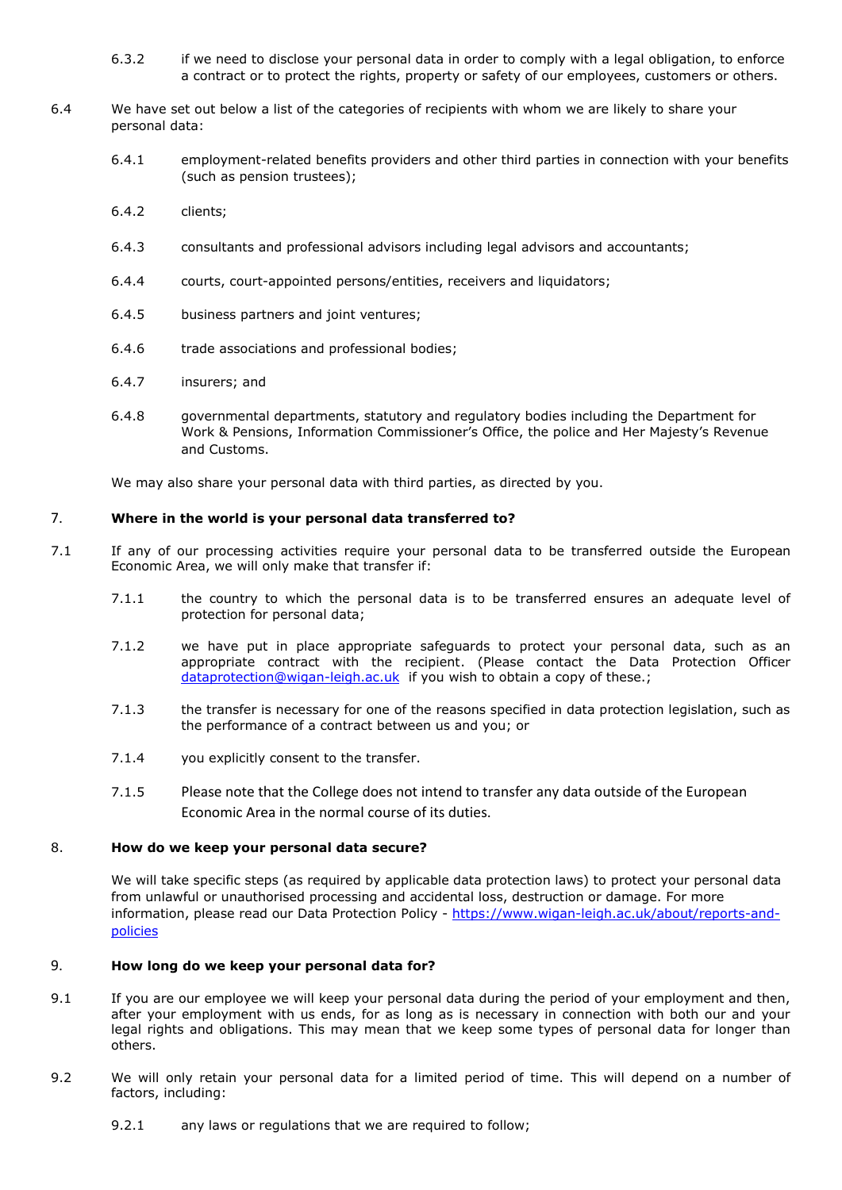6.3.2 if we need to disclose your personal data in order to comply with a legal obligation, to enforce a contract or to protect the rights, property or safety of our employees, customers or others.

6.4 We have set out below a list of the categories of recipients with whom we are likely to share your personal data:

6.4.1 employment-related benefits providers and other third parties in connection with your benefits (such as pension trustees);

6.4.2 clients;

6.4.3 consultants and professional advisors including legal advisors and accountants;

6.4.4 courts, court-appointed persons/entities, receivers and liquidators;

6.4.5 business partners and joint ventures;

6.4.6 trade associations and professional bodies;

6.4.7 insurers; and

6.4.8 governmental departments, statutory and regulatory bodies including the Department for Work & Pensions, Information Commissioner's Office, the police and Her Majesty's Revenue and Customs.

We may also share your personal data with third parties, as directed by you.

## 7. Where in the world is your personal data transferred to?

7.1 If any of our processing activities require your personal data to be transferred outside the European Economic Area, we will only make that transfer if:

7.1.1 the country to which the personal data is to be transferred ensures an adequate level of protection for personal data;

7.1.2 we have put in place appropriate safeguards to protect your personal data, such as an appropriate contract with the recipient. (Please contact the Data Protection Officer dataprotection@wigan-leigh.ac.uk if you wish to obtain a copy of these.;

7.1.3 the transfer is necessary for one of the reasons specified in data protection legislation, such as the performance of a contract between us and you; or

7.1.4 you explicitly consent to the transfer.

7.1.5 Please note that the College does not intend to transfer any data outside of the European Economic Area in the normal course of its duties.

## 8. How do we keep your personal data secure?

We will take specific steps (as required by applicable data protection laws) to protect your personal data from unlawful or unauthorised processing and accidental loss, destruction or damage. For more information, please read our Data Protection Policy - https://www.wigan-leigh.ac.uk/about/reports-and-policies

## 9. How long do we keep your personal data for?

9.1 If you are our employee we will keep your personal data during the period of your employment and then, after your employment with us ends, for as long as is necessary in connection with both our and your legal rights and obligations. This may mean that we keep some types of personal data for longer than others.

9.2 We will only retain your personal data for a limited period of time. This will depend on a number of factors, including:

9.2.1 any laws or regulations that we are required to follow;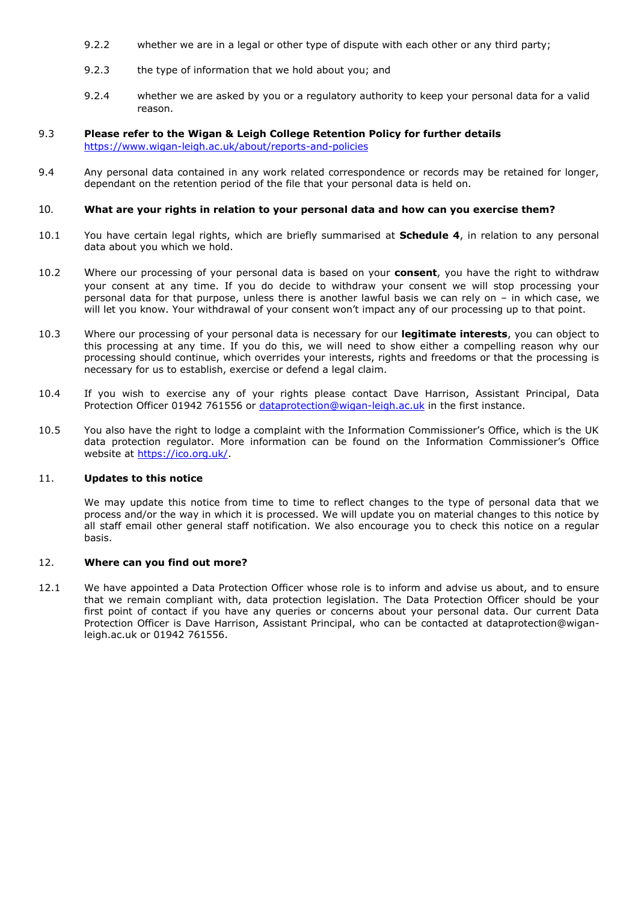9.2.2 whether we are in a legal or other type of dispute with each other or any third party;

9.2.3 the type of information that we hold about you; and

9.2.4 whether we are asked by you or a regulatory authority to keep your personal data for a valid reason.

9.3 **Please refer to the Wigan & Leigh College Retention Policy for further details** https://www.wigan-leigh.ac.uk/about/reports-and-policies

9.4 Any personal data contained in any work related correspondence or records may be retained for longer, dependant on the retention period of the file that your personal data is held on.

## 10. What are your rights in relation to your personal data and how can you exercise them?

10.1 You have certain legal rights, which are briefly summarised at **Schedule 4**, in relation to any personal data about you which we hold.

10.2 Where our processing of your personal data is based on your **consent**, you have the right to withdraw your consent at any time. If you do decide to withdraw your consent we will stop processing your personal data for that purpose, unless there is another lawful basis we can rely on – in which case, we will let you know. Your withdrawal of your consent won't impact any of our processing up to that point.

10.3 Where our processing of your personal data is necessary for our **legitimate interests**, you can object to this processing at any time. If you do this, we will need to show either a compelling reason why our processing should continue, which overrides your interests, rights and freedoms or that the processing is necessary for us to establish, exercise or defend a legal claim.

10.4 If you wish to exercise any of your rights please contact Dave Harrison, Assistant Principal, Data Protection Officer 01942 761556 or dataprotection@wigan-leigh.ac.uk in the first instance.

10.5 You also have the right to lodge a complaint with the Information Commissioner's Office, which is the UK data protection regulator. More information can be found on the Information Commissioner's Office website at https://ico.org.uk/.

## 11. Updates to this notice

We may update this notice from time to time to reflect changes to the type of personal data that we process and/or the way in which it is processed. We will update you on material changes to this notice by all staff email other general staff notification. We also encourage you to check this notice on a regular basis.

## 12. Where can you find out more?

12.1 We have appointed a Data Protection Officer whose role is to inform and advise us about, and to ensure that we remain compliant with, data protection legislation. The Data Protection Officer should be your first point of contact if you have any queries or concerns about your personal data. Our current Data Protection Officer is Dave Harrison, Assistant Principal, who can be contacted at dataprotection@wigan-leigh.ac.uk or 01942 761556.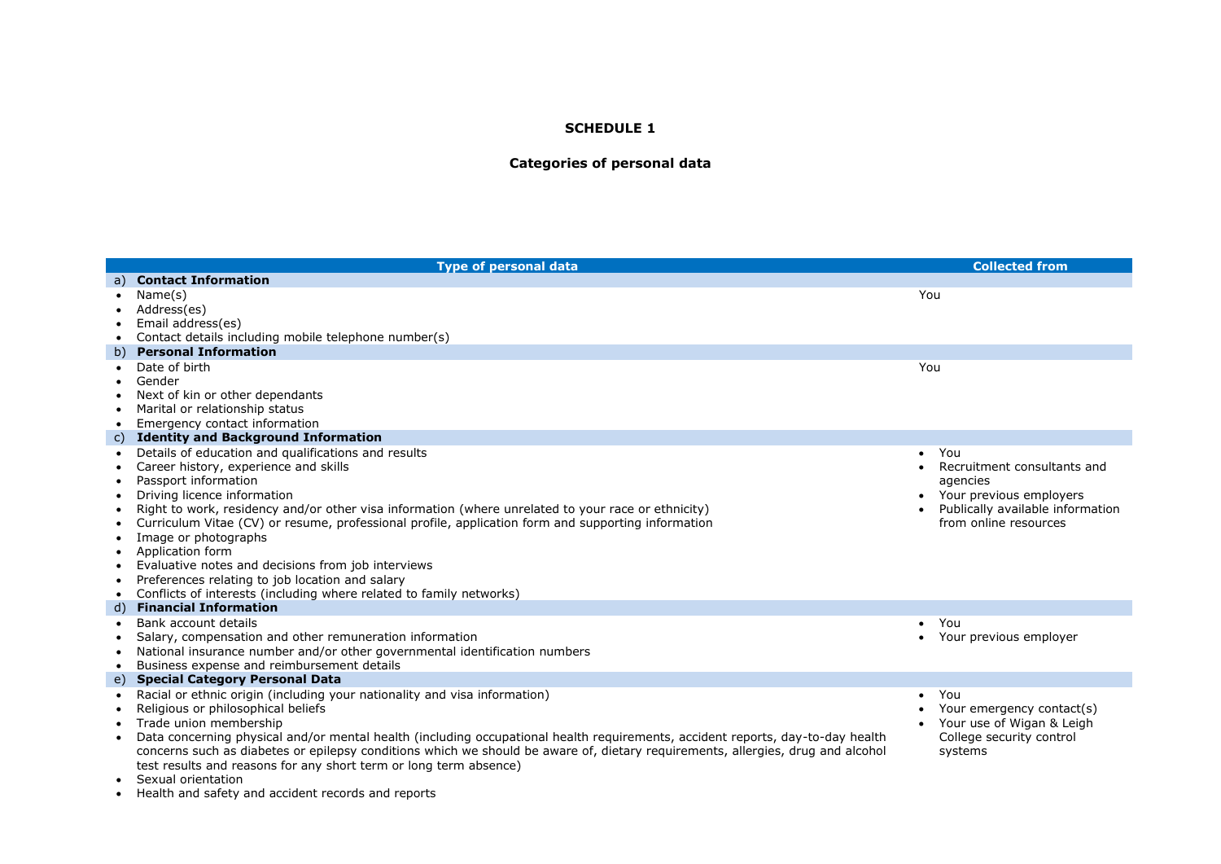**SCHEDULE 1**

**Categories of personal data**

| Type of personal data | Collected from |
|---|---|
| a) **Contact Information** | |
| • Name(s)<br>• Address(es)<br>• Email address(es)<br>• Contact details including mobile telephone number(s) | You |
| b) **Personal Information** | |
| • Date of birth<br>• Gender<br>• Next of kin or other dependants<br>• Marital or relationship status<br>• Emergency contact information | You |
| c) **Identity and Background Information** | |
| • Details of education and qualifications and results<br>• Career history, experience and skills<br>• Passport information<br>• Driving licence information<br>• Right to work, residency and/or other visa information (where unrelated to your race or ethnicity)<br>• Curriculum Vitae (CV) or resume, professional profile, application form and supporting information<br>• Image or photographs<br>• Application form<br>• Evaluative notes and decisions from job interviews<br>• Preferences relating to job location and salary<br>• Conflicts of interests (including where related to family networks) | • You<br>• Recruitment consultants and agencies<br>• Your previous employers<br>• Publically available information from online resources |
| d) **Financial Information** | |
| • Bank account details<br>• Salary, compensation and other remuneration information<br>• National insurance number and/or other governmental identification numbers<br>• Business expense and reimbursement details | • You<br>• Your previous employer |
| e) **Special Category Personal Data** | |
| • Racial or ethnic origin (including your nationality and visa information)<br>• Religious or philosophical beliefs<br>• Trade union membership<br>• Data concerning physical and/or mental health (including occupational health requirements, accident reports, day-to-day health concerns such as diabetes or epilepsy conditions which we should be aware of, dietary requirements, allergies, drug and alcohol test results and reasons for any short term or long term absence)<br>• Sexual orientation<br>• Health and safety and accident records and reports | • You<br>• Your emergency contact(s)<br>• Your use of Wigan & Leigh College security control systems |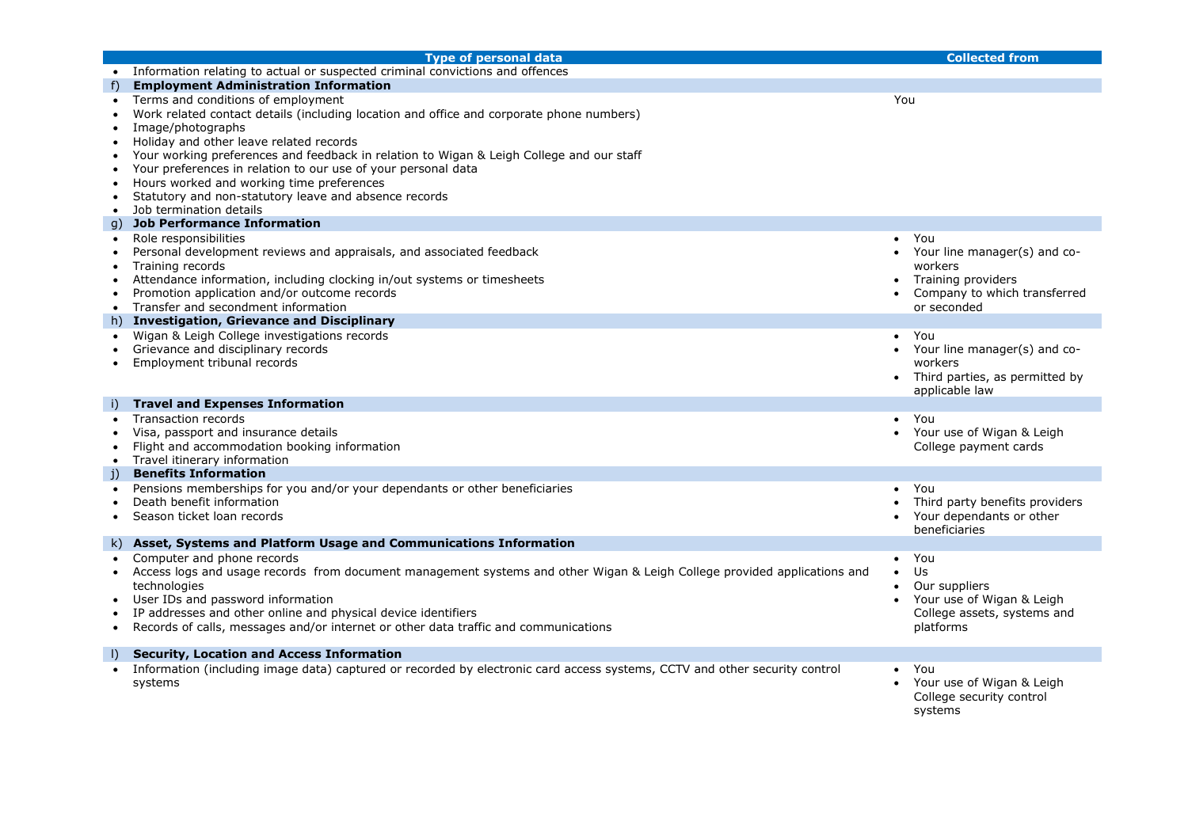| Type of personal data | Collected from |
|---|---|
| • Information relating to actual or suspected criminal convictions and offences | |
| **f) Employment Administration Information** | |
| • Terms and conditions of employment<br>• Work related contact details (including location and office and corporate phone numbers)<br>• Image/photographs<br>• Holiday and other leave related records<br>• Your working preferences and feedback in relation to Wigan & Leigh College and our staff<br>• Your preferences in relation to our use of your personal data<br>• Hours worked and working time preferences<br>• Statutory and non-statutory leave and absence records<br>• Job termination details | You |
| **g) Job Performance Information** | |
| • Role responsibilities<br>• Personal development reviews and appraisals, and associated feedback<br>• Training records<br>• Attendance information, including clocking in/out systems or timesheets<br>• Promotion application and/or outcome records<br>• Transfer and secondment information | • You<br>• Your line manager(s) and co-workers<br>• Training providers<br>• Company to which transferred or seconded |
| **h) Investigation, Grievance and Disciplinary** | |
| • Wigan & Leigh College investigations records<br>• Grievance and disciplinary records<br>• Employment tribunal records | • You<br>• Your line manager(s) and co-workers<br>• Third parties, as permitted by applicable law |
| **i) Travel and Expenses Information** | |
| • Transaction records<br>• Visa, passport and insurance details<br>• Flight and accommodation booking information<br>• Travel itinerary information | • You<br>• Your use of Wigan & Leigh College payment cards |
| **j) Benefits Information** | |
| • Pensions memberships for you and/or your dependants or other beneficiaries<br>• Death benefit information<br>• Season ticket loan records | • You<br>• Third party benefits providers<br>• Your dependants or other beneficiaries |
| **k) Asset, Systems and Platform Usage and Communications Information** | |
| • Computer and phone records<br>• Access logs and usage records from document management systems and other Wigan & Leigh College provided applications and technologies<br>• User IDs and password information<br>• IP addresses and other online and physical device identifiers<br>• Records of calls, messages and/or internet or other data traffic and communications | • You<br>• Us<br>• Our suppliers<br>• Your use of Wigan & Leigh College assets, systems and platforms |
| **l) Security, Location and Access Information** | |
| • Information (including image data) captured or recorded by electronic card access systems, CCTV and other security control systems | • You<br>• Your use of Wigan & Leigh College security control systems |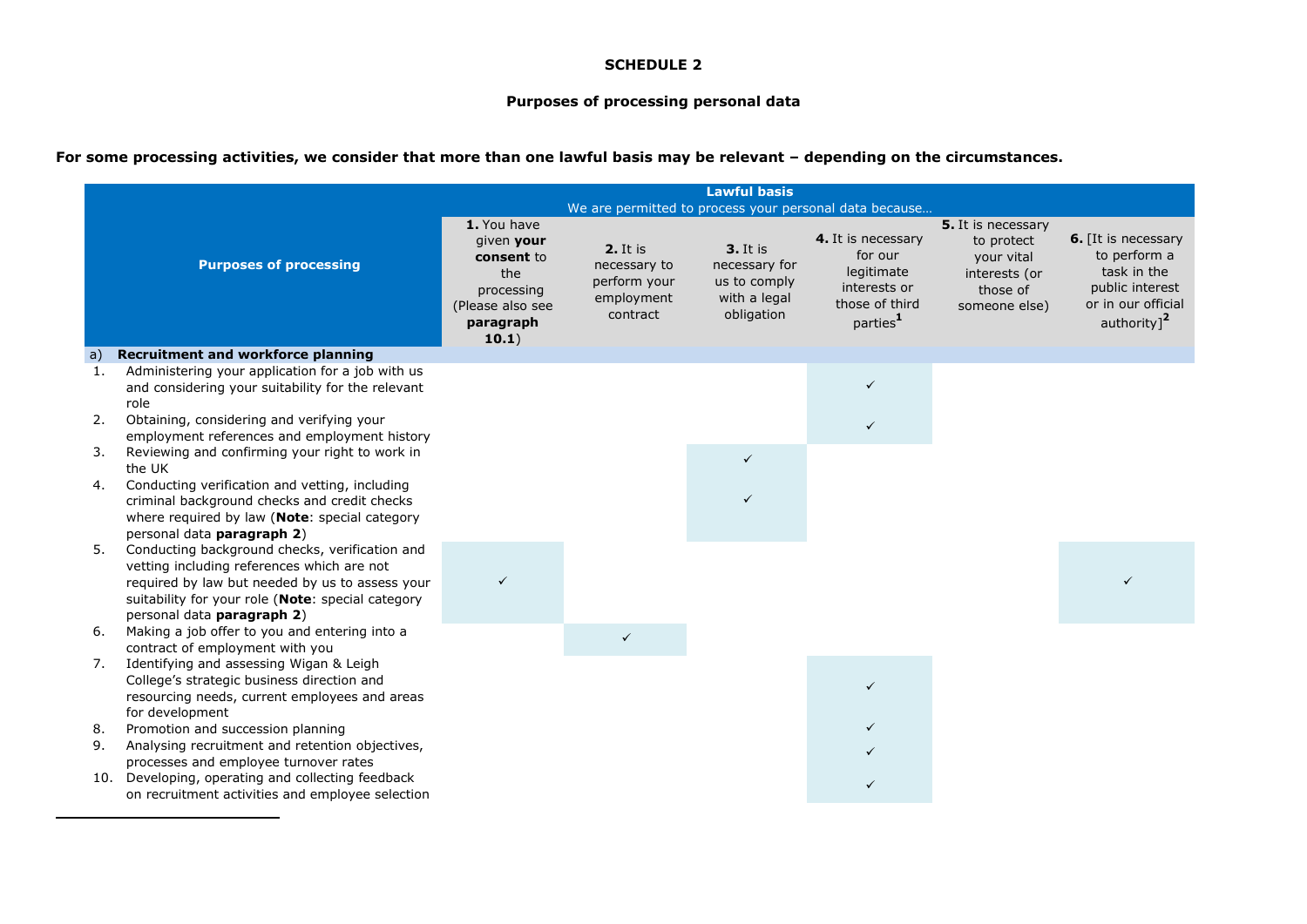**SCHEDULE 2**

**Purposes of processing personal data**

**For some processing activities, we consider that more than one lawful basis may be relevant – depending on the circumstances.**

| Purposes of processing | Lawful basis<br>We are permitted to process your personal data because… | | | | | |
|---|---|---|---|---|---|---|
| | **1.** You have given **your consent** to the processing (Please also see **paragraph 10.1**) | **2.** It is necessary to perform your employment contract | **3.** It is necessary for us to comply with a legal obligation | **4.** It is necessary for our legitimate interests or those of third parties[1] | **5.** It is necessary to protect your vital interests (or those of someone else) | **6.** [It is necessary to perform a task in the public interest or in our official authority][2] |
| a) **Recruitment and workforce planning** | | | | | | |
| 1. Administering your application for a job with us and considering your suitability for the relevant role | | | | ✓ | | |
| 2. Obtaining, considering and verifying your employment references and employment history | | | | ✓ | | |
| 3. Reviewing and confirming your right to work in the UK | | | ✓ | | | |
| 4. Conducting verification and vetting, including criminal background checks and credit checks where required by law (**Note**: special category personal data **paragraph 2**) | | | ✓ | | | |
| 5. Conducting background checks, verification and vetting including references which are not required by law but needed by us to assess your suitability for your role (**Note**: special category personal data **paragraph 2**) | ✓ | | | | | ✓ |
| 6. Making a job offer to you and entering into a contract of employment with you | | ✓ | | | | |
| 7. Identifying and assessing Wigan & Leigh College's strategic business direction and resourcing needs, current employees and areas for development | | | | ✓ | | |
| 8. Promotion and succession planning | | | | ✓ | | |
| 9. Analysing recruitment and retention objectives, processes and employee turnover rates | | | | ✓ | | |
| 10. Developing, operating and collecting feedback on recruitment activities and employee selection | | | | ✓ | | |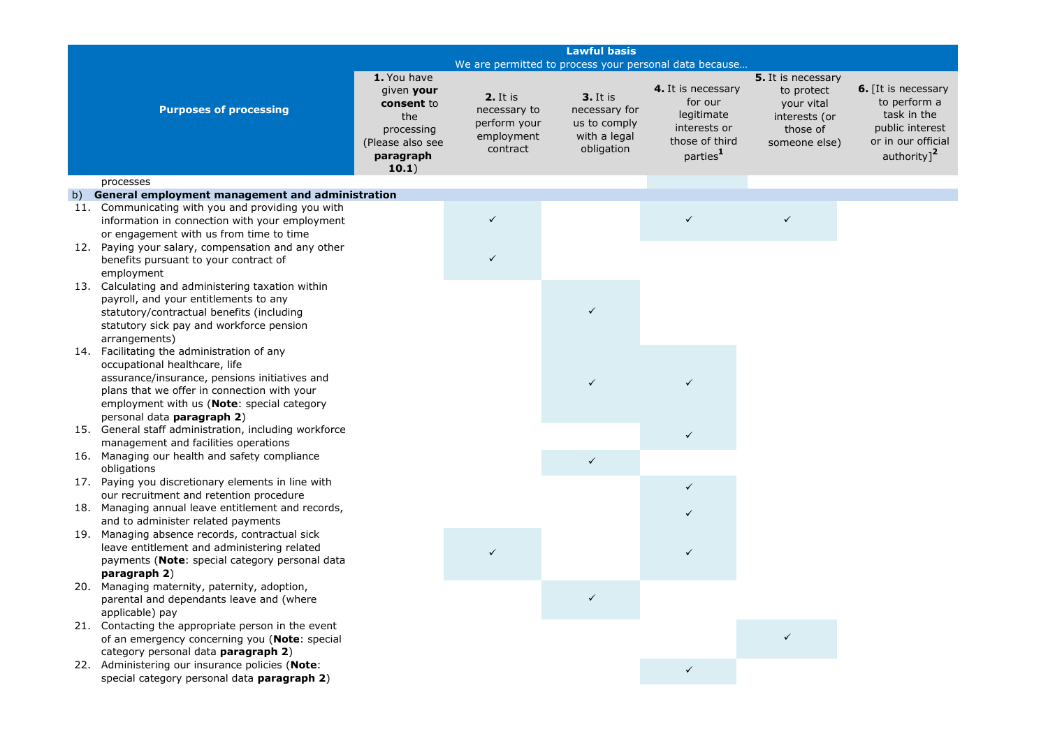| Purposes of processing | Lawful basis<br>We are permitted to process your personal data because… | | | | | |
|---|---|---|---|---|---|---|
| | **1.** You have given **your consent** to the processing (Please also see **paragraph 10.1**) | **2.** It is necessary to perform your employment contract | **3.** It is necessary for us to comply with a legal obligation | **4.** It is necessary for our legitimate interests or those of third parties[1] | **5.** It is necessary to protect your vital interests (or those of someone else) | **6.** [It is necessary to perform a task in the public interest or in our official authority][2] |
| processes | | | | | | |
| b) **General employment management and administration** | | | | | | |
| 11. Communicating with you and providing you with information in connection with your employment or engagement with us from time to time | | ✓ | | ✓ | ✓ | |
| 12. Paying your salary, compensation and any other benefits pursuant to your contract of employment | | ✓ | | | | |
| 13. Calculating and administering taxation within payroll, and your entitlements to any statutory/contractual benefits (including statutory sick pay and workforce pension arrangements) | | | ✓ | | | |
| 14. Facilitating the administration of any occupational healthcare, life assurance/insurance, pensions initiatives and plans that we offer in connection with your employment with us (**Note**: special category personal data **paragraph 2**) | | | ✓ | ✓ | | |
| 15. General staff administration, including workforce management and facilities operations | | | | ✓ | | |
| 16. Managing our health and safety compliance obligations | | | ✓ | | | |
| 17. Paying you discretionary elements in line with our recruitment and retention procedure | | | | ✓ | | |
| 18. Managing annual leave entitlement and records, and to administer related payments | | | | ✓ | | |
| 19. Managing absence records, contractual sick leave entitlement and administering related payments (**Note**: special category personal data **paragraph 2**) | | ✓ | | ✓ | | |
| 20. Managing maternity, paternity, adoption, parental and dependants leave and (where applicable) pay | | | ✓ | | | |
| 21. Contacting the appropriate person in the event of an emergency concerning you (**Note**: special category personal data **paragraph 2**) | | | | | ✓ | |
| 22. Administering our insurance policies (**Note**: special category personal data **paragraph 2**) | | | | ✓ | | |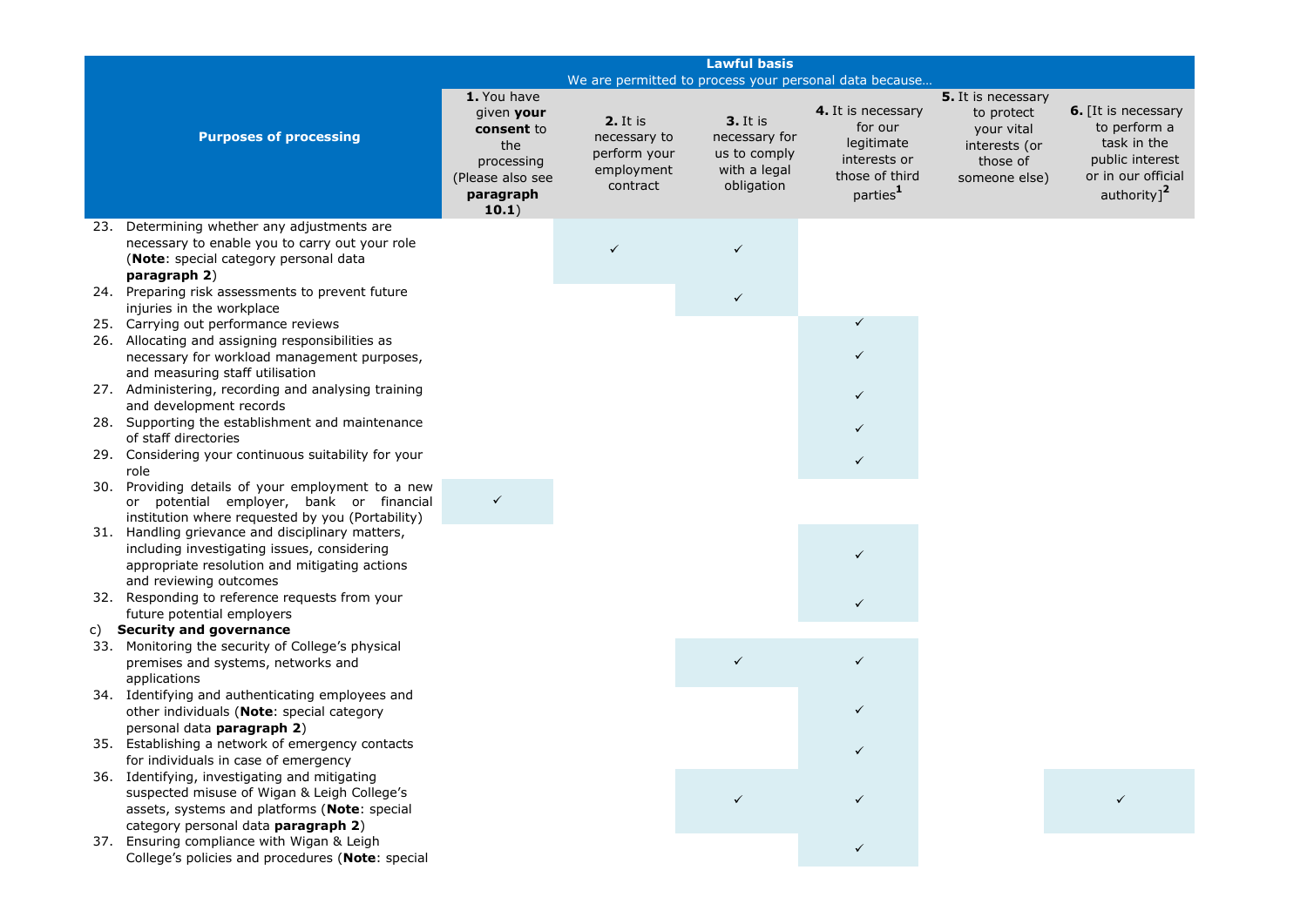| Purposes of processing | Lawful basis<br>We are permitted to process your personal data because… | | | | | |
|---|---|---|---|---|---|---|
| | **1.** You have given **your consent** to the processing (Please also see **paragraph 10.1**) | **2.** It is necessary to perform your employment contract | **3.** It is necessary for us to comply with a legal obligation | **4.** It is necessary for our legitimate interests or those of third parties[1] | **5.** It is necessary to protect your vital interests (or those of someone else) | **6.** [It is necessary to perform a task in the public interest or in our official authority][2] |
| 23. Determining whether any adjustments are necessary to enable you to carry out your role (**Note**: special category personal data **paragraph 2**) | | ✓ | ✓ | | | |
| 24. Preparing risk assessments to prevent future injuries in the workplace | | | ✓ | | | |
| 25. Carrying out performance reviews | | | | ✓ | | |
| 26. Allocating and assigning responsibilities as necessary for workload management purposes, and measuring staff utilisation | | | | ✓ | | |
| 27. Administering, recording and analysing training and development records | | | | ✓ | | |
| 28. Supporting the establishment and maintenance of staff directories | | | | ✓ | | |
| 29. Considering your continuous suitability for your role | | | | ✓ | | |
| 30. Providing details of your employment to a new or potential employer, bank or financial institution where requested by you (Portability) | ✓ | | | | | |
| 31. Handling grievance and disciplinary matters, including investigating issues, considering appropriate resolution and mitigating actions and reviewing outcomes | | | | ✓ | | |
| 32. Responding to reference requests from your future potential employers | | | | ✓ | | |
| c) **Security and governance** | | | | | | |
| 33. Monitoring the security of College's physical premises and systems, networks and applications | | | ✓ | ✓ | | |
| 34. Identifying and authenticating employees and other individuals (**Note**: special category personal data **paragraph 2**) | | | | ✓ | | |
| 35. Establishing a network of emergency contacts for individuals in case of emergency | | | | ✓ | | |
| 36. Identifying, investigating and mitigating suspected misuse of Wigan & Leigh College's assets, systems and platforms (**Note**: special category personal data **paragraph 2**) | | | ✓ | ✓ | | ✓ |
| 37. Ensuring compliance with Wigan & Leigh College's policies and procedures (**Note**: special | | | | ✓ | | |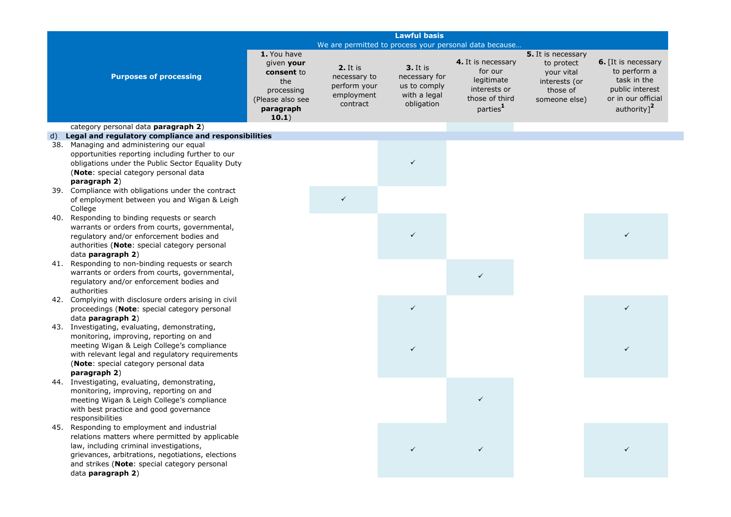| Purposes of processing | Lawful basis We are permitted to process your personal data because… | | | | | |
|---|---|---|---|---|---|---|
| | **1.** You have given **your consent** to the processing (Please also see **paragraph 10.1**) | **2.** It is necessary to perform your employment contract | **3.** It is necessary for us to comply with a legal obligation | **4.** It is necessary for our legitimate interests or those of third parties[1] | **5.** It is necessary to protect your vital interests (or those of someone else) | **6.** [It is necessary to perform a task in the public interest or in our official authority][2] |
| category personal data **paragraph 2**) | | | | | | |
| d) **Legal and regulatory compliance and responsibilities** | | | | | | |
| 38. Managing and administering our equal opportunities reporting including further to our obligations under the Public Sector Equality Duty (**Note**: special category personal data **paragraph 2**) | | | ✓ | | | |
| 39. Compliance with obligations under the contract of employment between you and Wigan & Leigh College | | ✓ | | | | |
| 40. Responding to binding requests or search warrants or orders from courts, governmental, regulatory and/or enforcement bodies and authorities (**Note**: special category personal data **paragraph 2**) | | | ✓ | | | ✓ |
| 41. Responding to non-binding requests or search warrants or orders from courts, governmental, regulatory and/or enforcement bodies and authorities | | | | ✓ | | |
| 42. Complying with disclosure orders arising in civil proceedings (**Note**: special category personal data **paragraph 2**) | | | ✓ | | | ✓ |
| 43. Investigating, evaluating, demonstrating, monitoring, improving, reporting on and meeting Wigan & Leigh College's compliance with relevant legal and regulatory requirements (**Note**: special category personal data **paragraph 2**) | | | ✓ | | | ✓ |
| 44. Investigating, evaluating, demonstrating, monitoring, improving, reporting on and meeting Wigan & Leigh College's compliance with best practice and good governance responsibilities | | | | ✓ | | |
| 45. Responding to employment and industrial relations matters where permitted by applicable law, including criminal investigations, grievances, arbitrations, negotiations, elections and strikes (**Note**: special category personal data **paragraph 2**) | | | ✓ | ✓ | | ✓ |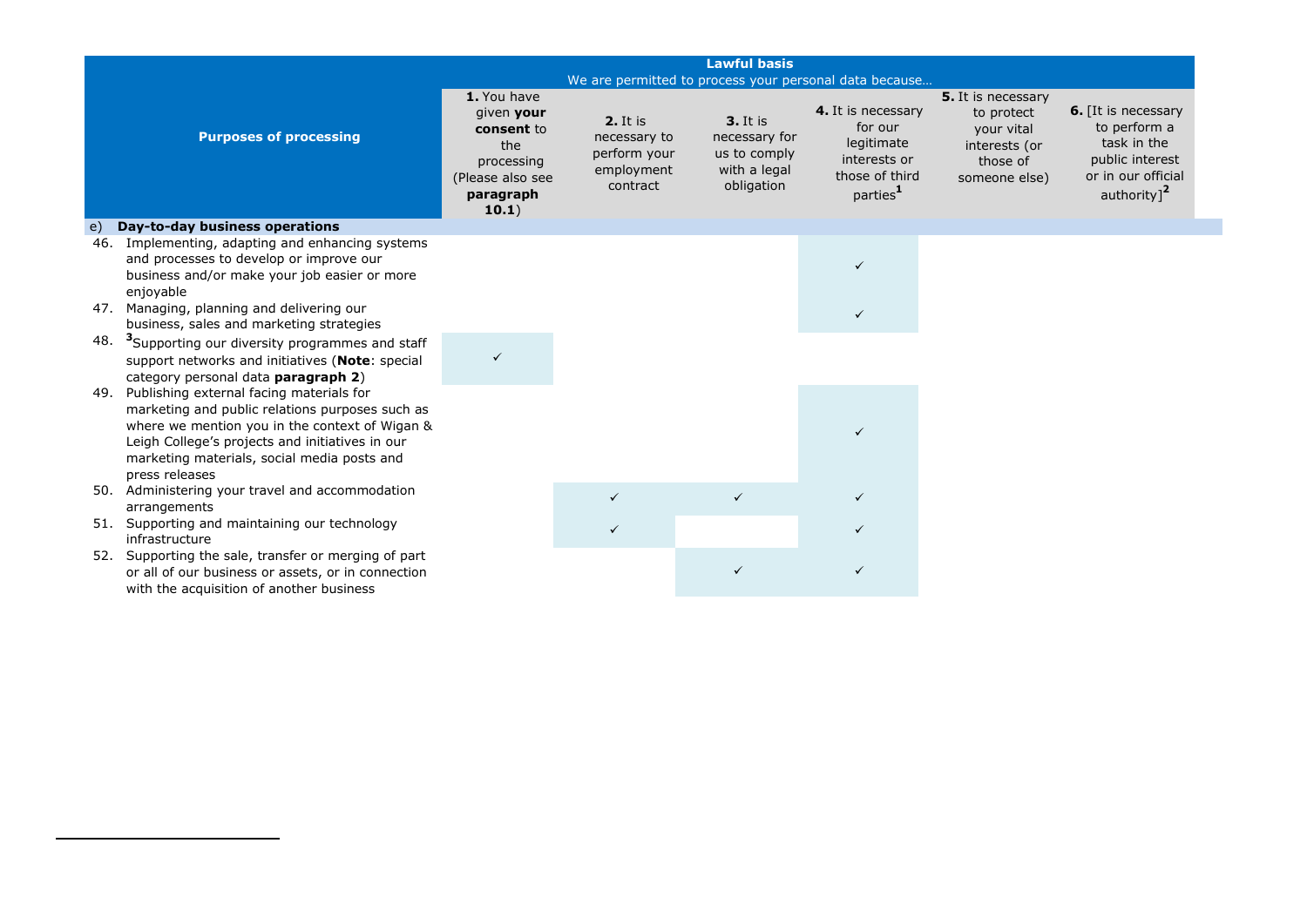| Purposes of processing | Lawful basis We are permitted to process your personal data because… | | | | | |
|---|---|---|---|---|---|---|
| | **1.** You have given **your consent** to the processing (Please also see **paragraph 10.1**) | **2.** It is necessary to perform your employment contract | **3.** It is necessary for us to comply with a legal obligation | **4.** It is necessary for our legitimate interests or those of third parties[1] | **5.** It is necessary to protect your vital interests (or those of someone else) | **6.** [It is necessary to perform a task in the public interest or in our official authority][2] |
| e) **Day-to-day business operations** | | | | | | |
| 46. Implementing, adapting and enhancing systems and processes to develop or improve our business and/or make your job easier or more enjoyable | | | | ✓ | | |
| 47. Managing, planning and delivering our business, sales and marketing strategies | | | | ✓ | | |
| 48. [3]Supporting our diversity programmes and staff support networks and initiatives (**Note**: special category personal data **paragraph 2**) | ✓ | | | | | |
| 49. Publishing external facing materials for marketing and public relations purposes such as where we mention you in the context of Wigan & Leigh College's projects and initiatives in our marketing materials, social media posts and press releases | | | | ✓ | | |
| 50. Administering your travel and accommodation arrangements | | ✓ | ✓ | ✓ | | |
| 51. Supporting and maintaining our technology infrastructure | | ✓ | | ✓ | | |
| 52. Supporting the sale, transfer or merging of part or all of our business or assets, or in connection with the acquisition of another business | | | ✓ | ✓ | | |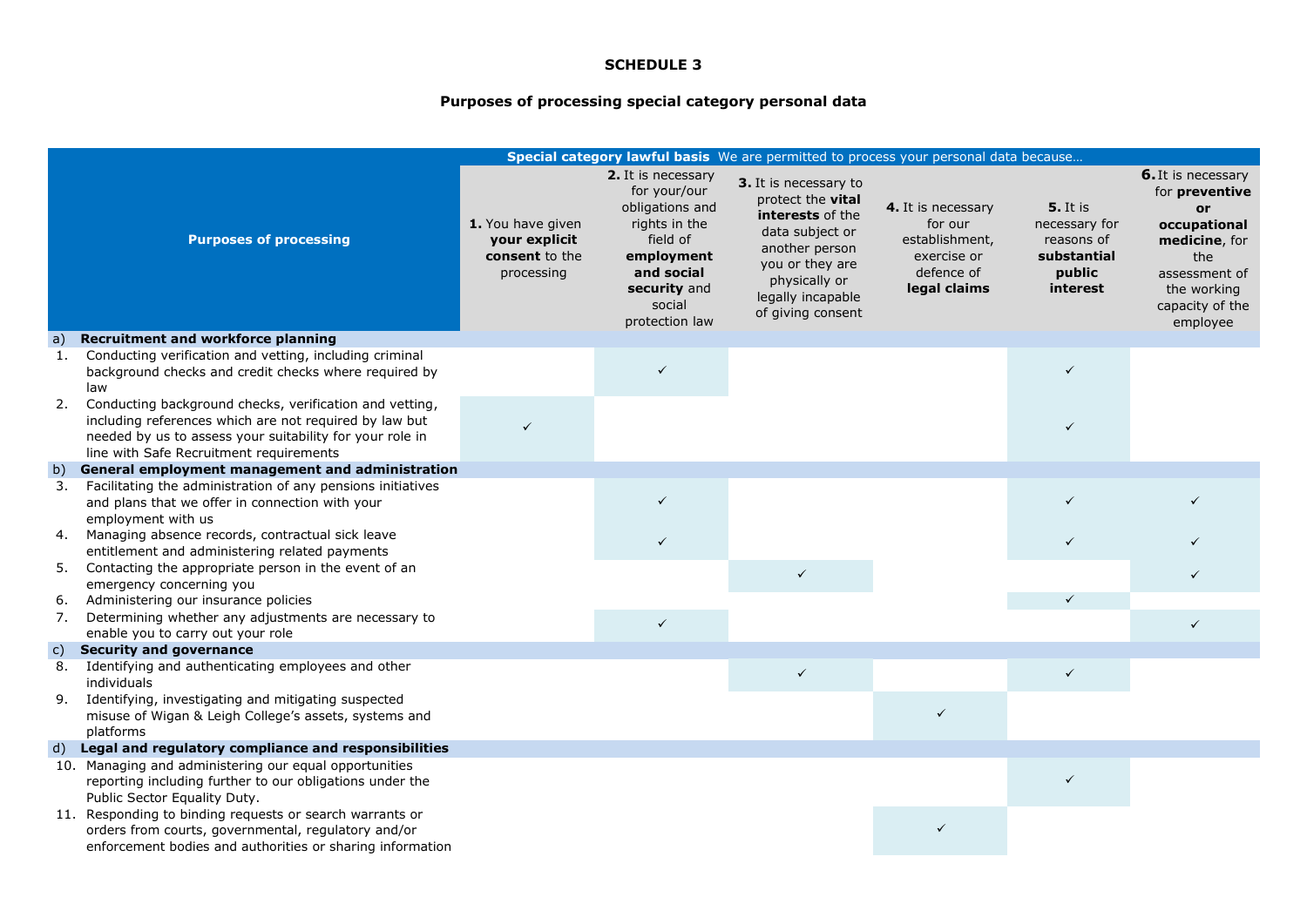**SCHEDULE 3**

**Purposes of processing special category personal data**

| Purposes of processing | **Special category lawful basis** We are permitted to process your personal data because… | | | | | |
|---|---|---|---|---|---|---|
| | **1.** You have given **your explicit consent** to the processing | **2.** It is necessary for your/our obligations and rights in the field of **employment and social security** and social protection law | **3.** It is necessary to protect the **vital interests** of the data subject or another person you or they are physically or legally incapable of giving consent | **4.** It is necessary for our establishment, exercise or defence of **legal claims** | **5.** It is necessary for reasons of **substantial public interest** | **6.** It is necessary for **preventive or occupational medicine**, for the assessment of the working capacity of the employee |
| a) **Recruitment and workforce planning** | | | | | | |
| 1. Conducting verification and vetting, including criminal background checks and credit checks where required by law | | ✓ | | | ✓ | |
| 2. Conducting background checks, verification and vetting, including references which are not required by law but needed by us to assess your suitability for your role in line with Safe Recruitment requirements | ✓ | | | | ✓ | |
| b) **General employment management and administration** | | | | | | |
| 3. Facilitating the administration of any pensions initiatives and plans that we offer in connection with your employment with us | | ✓ | | | ✓ | ✓ |
| 4. Managing absence records, contractual sick leave entitlement and administering related payments | | ✓ | | | ✓ | ✓ |
| 5. Contacting the appropriate person in the event of an emergency concerning you | | | ✓ | | | ✓ |
| 6. Administering our insurance policies | | | | | ✓ | |
| 7. Determining whether any adjustments are necessary to enable you to carry out your role | | ✓ | | | | ✓ |
| c) **Security and governance** | | | | | | |
| 8. Identifying and authenticating employees and other individuals | | | ✓ | | ✓ | |
| 9. Identifying, investigating and mitigating suspected misuse of Wigan & Leigh College's assets, systems and platforms | | | | ✓ | | |
| d) **Legal and regulatory compliance and responsibilities** | | | | | | |
| 10. Managing and administering our equal opportunities reporting including further to our obligations under the Public Sector Equality Duty. | | | | | ✓ | |
| 11. Responding to binding requests or search warrants or orders from courts, governmental, regulatory and/or enforcement bodies and authorities or sharing information | | | | ✓ | | |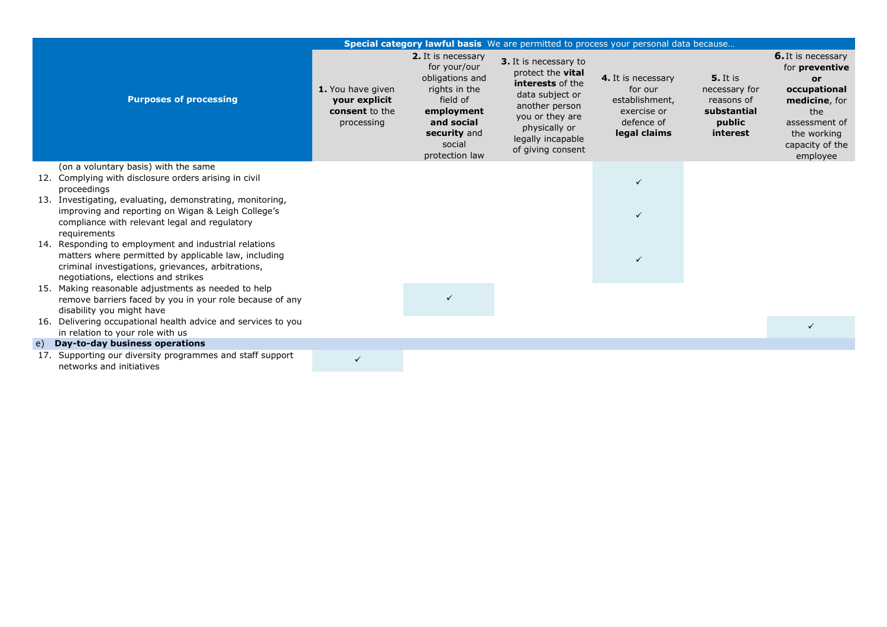| Purposes of processing | 1. You have given **your explicit consent** to the processing | 2. It is necessary for your/our obligations and rights in the field of **employment and social security** and social protection law | 3. It is necessary to protect the **vital interests** of the data subject or another person you or they are physically or legally incapable of giving consent | 4. It is necessary for our establishment, exercise or defence of **legal claims** | 5. It is necessary for reasons of **substantial public interest** | 6. It is necessary for **preventive or occupational medicine**, for the assessment of the working capacity of the employee |
|---|---|---|---|---|---|---|
| **Special category lawful basis** We are permitted to process your personal data because… | | | | | | |
| (on a voluntary basis) with the same | | | | | | |
| 12. Complying with disclosure orders arising in civil proceedings | | | | ✓ | | |
| 13. Investigating, evaluating, demonstrating, monitoring, improving and reporting on Wigan & Leigh College's compliance with relevant legal and regulatory requirements | | | | ✓ | | |
| 14. Responding to employment and industrial relations matters where permitted by applicable law, including criminal investigations, grievances, arbitrations, negotiations, elections and strikes | | | | ✓ | | |
| 15. Making reasonable adjustments as needed to help remove barriers faced by you in your role because of any disability you might have | | ✓ | | | | |
| 16. Delivering occupational health advice and services to you in relation to your role with us | | | | | | ✓ |
| e) **Day-to-day business operations** | | | | | | |
| 17. Supporting our diversity programmes and staff support networks and initiatives | ✓ | | | | | |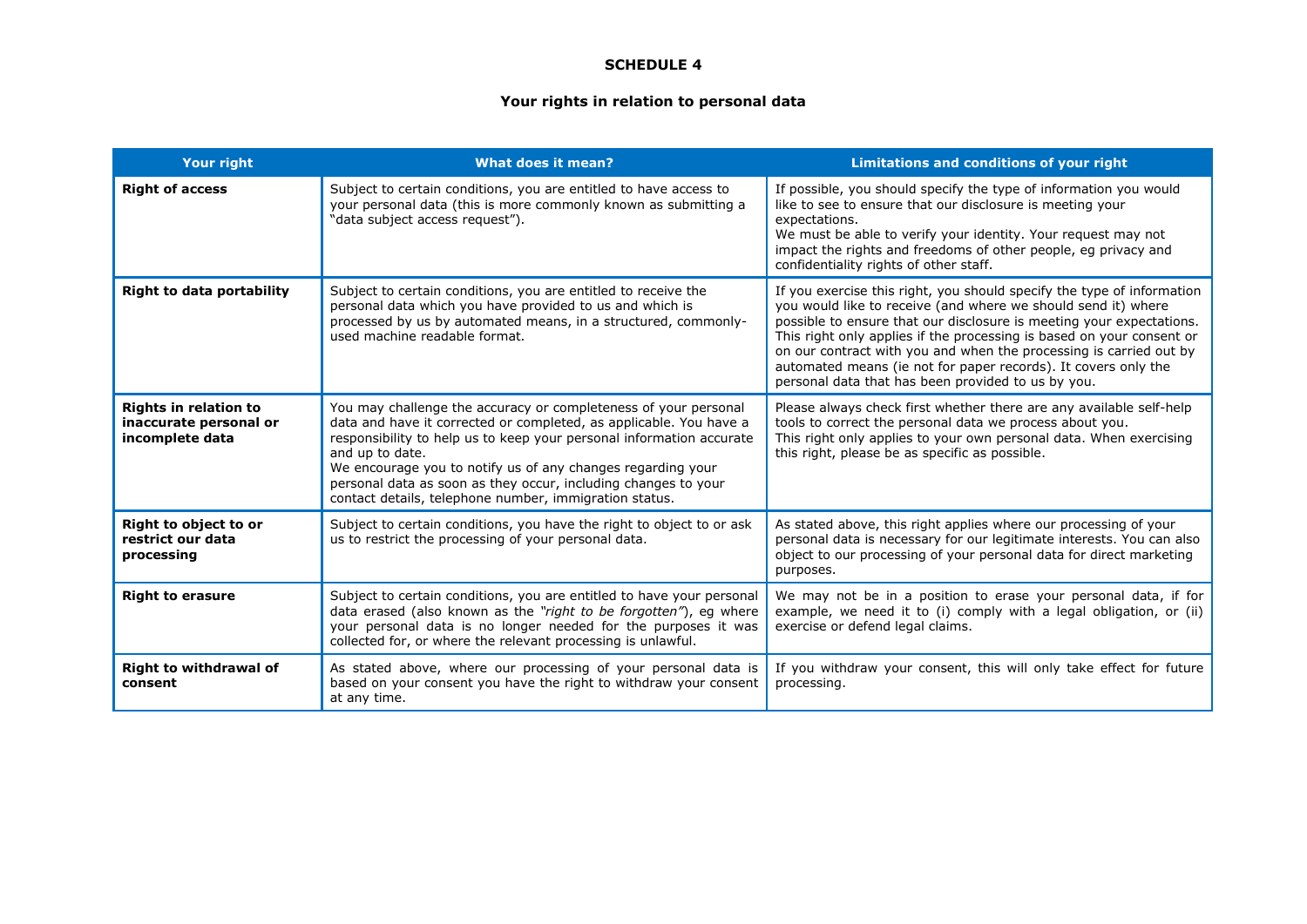# SCHEDULE 4

## Your rights in relation to personal data

| Your right | What does it mean? | Limitations and conditions of your right |
|---|---|---|
| **Right of access** | Subject to certain conditions, you are entitled to have access to your personal data (this is more commonly known as submitting a "data subject access request"). | If possible, you should specify the type of information you would like to see to ensure that our disclosure is meeting your expectations.<br>We must be able to verify your identity. Your request may not impact the rights and freedoms of other people, eg privacy and confidentiality rights of other staff. |
| **Right to data portability** | Subject to certain conditions, you are entitled to receive the personal data which you have provided to us and which is processed by us by automated means, in a structured, commonly-used machine readable format. | If you exercise this right, you should specify the type of information you would like to receive (and where we should send it) where possible to ensure that our disclosure is meeting your expectations. This right only applies if the processing is based on your consent or on our contract with you and when the processing is carried out by automated means (ie not for paper records). It covers only the personal data that has been provided to us by you. |
| **Rights in relation to inaccurate personal or incomplete data** | You may challenge the accuracy or completeness of your personal data and have it corrected or completed, as applicable. You have a responsibility to help us to keep your personal information accurate and up to date.<br>We encourage you to notify us of any changes regarding your personal data as soon as they occur, including changes to your contact details, telephone number, immigration status. | Please always check first whether there are any available self-help tools to correct the personal data we process about you.<br>This right only applies to your own personal data. When exercising this right, please be as specific as possible. |
| **Right to object to or restrict our data processing** | Subject to certain conditions, you have the right to object to or ask us to restrict the processing of your personal data. | As stated above, this right applies where our processing of your personal data is necessary for our legitimate interests. You can also object to our processing of your personal data for direct marketing purposes. |
| **Right to erasure** | Subject to certain conditions, you are entitled to have your personal data erased (also known as the *"right to be forgotten"*), eg where your personal data is no longer needed for the purposes it was collected for, or where the relevant processing is unlawful. | We may not be in a position to erase your personal data, if for example, we need it to (i) comply with a legal obligation, or (ii) exercise or defend legal claims. |
| **Right to withdrawal of consent** | As stated above, where our processing of your personal data is based on your consent you have the right to withdraw your consent at any time. | If you withdraw your consent, this will only take effect for future processing. |